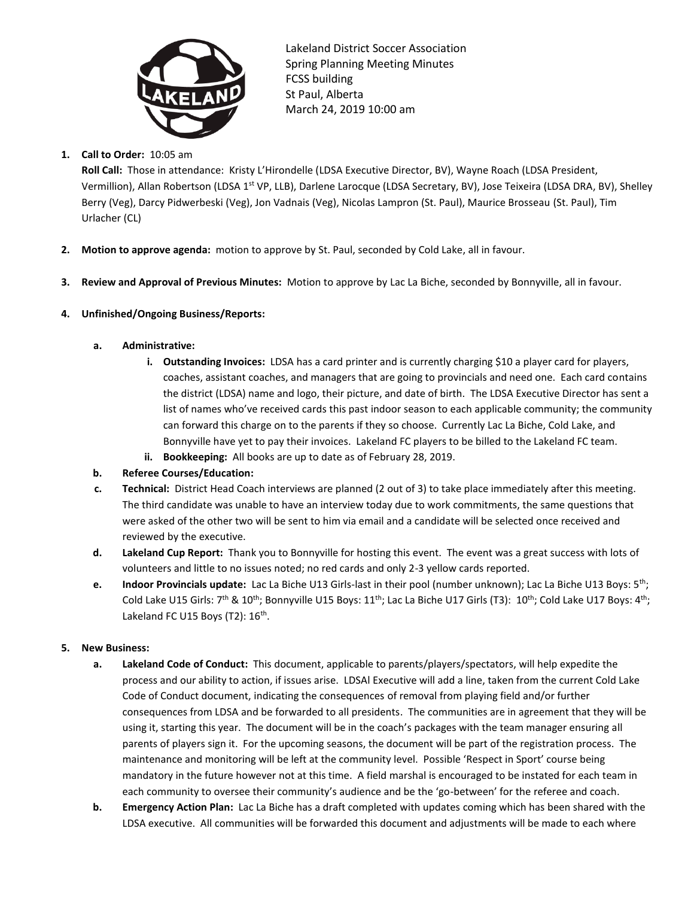Lakeland District Soccer Association
Spring Planning Meeting Minutes
FCSS building
St Paul, Alberta
March 24, 2019 10:00 am

1. **Call to Order:** 10:05 am
   **Roll Call:** Those in attendance: Kristy L'Hirondelle (LDSA Executive Director, BV), Wayne Roach (LDSA President, Vermillion), Allan Robertson (LDSA 1st VP, LLB), Darlene Larocque (LDSA Secretary, BV), Jose Teixeira (LDSA DRA, BV), Shelley Berry (Veg), Darcy Pidwerbeski (Veg), Jon Vadnais (Veg), Nicolas Lampron (St. Paul), Maurice Brosseau (St. Paul), Tim Urlacher (CL)

2. **Motion to approve agenda:** motion to approve by St. Paul, seconded by Cold Lake, all in favour.

3. **Review and Approval of Previous Minutes:** Motion to approve by Lac La Biche, seconded by Bonnyville, all in favour.

4. **Unfinished/Ongoing Business/Reports:**

   a. **Administrative:**
      i. **Outstanding Invoices:** LDSA has a card printer and is currently charging $10 a player card for players, coaches, assistant coaches, and managers that are going to provincials and need one. Each card contains the district (LDSA) name and logo, their picture, and date of birth. The LDSA Executive Director has sent a list of names who've received cards this past indoor season to each applicable community; the community can forward this charge on to the parents if they so choose. Currently Lac La Biche, Cold Lake, and Bonnyville have yet to pay their invoices. Lakeland FC players to be billed to the Lakeland FC team.
      ii. **Bookkeeping:** All books are up to date as of February 28, 2019.

   b. **Referee Courses/Education:**

   c. **Technical:** District Head Coach interviews are planned (2 out of 3) to take place immediately after this meeting. The third candidate was unable to have an interview today due to work commitments, the same questions that were asked of the other two will be sent to him via email and a candidate will be selected once received and reviewed by the executive.

   d. **Lakeland Cup Report:** Thank you to Bonnyville for hosting this event. The event was a great success with lots of volunteers and little to no issues noted; no red cards and only 2-3 yellow cards reported.

   e. **Indoor Provincials update:** Lac La Biche U13 Girls-last in their pool (number unknown); Lac La Biche U13 Boys: 5th; Cold Lake U15 Girls: 7th & 10th; Bonnyville U15 Boys: 11th; Lac La Biche U17 Girls (T3): 10th; Cold Lake U17 Boys: 4th; Lakeland FC U15 Boys (T2): 16th.

5. **New Business:**

   a. **Lakeland Code of Conduct:** This document, applicable to parents/players/spectators, will help expedite the process and our ability to action, if issues arise. LDSAl Executive will add a line, taken from the current Cold Lake Code of Conduct document, indicating the consequences of removal from playing field and/or further consequences from LDSA and be forwarded to all presidents. The communities are in agreement that they will be using it, starting this year. The document will be in the coach's packages with the team manager ensuring all parents of players sign it. For the upcoming seasons, the document will be part of the registration process. The maintenance and monitoring will be left at the community level. Possible 'Respect in Sport' course being mandatory in the future however not at this time. A field marshal is encouraged to be instated for each team in each community to oversee their community's audience and be the 'go-between' for the referee and coach.

   b. **Emergency Action Plan:** Lac La Biche has a draft completed with updates coming which has been shared with the LDSA executive. All communities will be forwarded this document and adjustments will be made to each where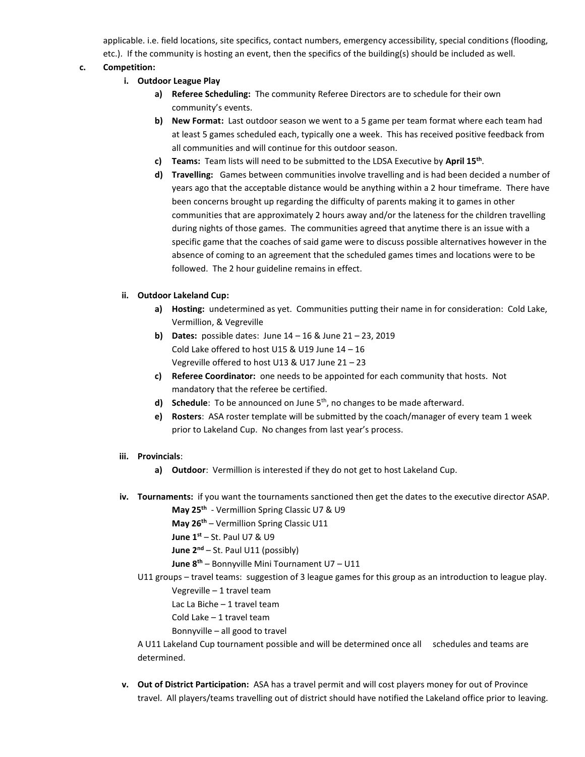applicable. i.e. field locations, site specifics, contact numbers, emergency accessibility, special conditions (flooding, etc.). If the community is hosting an event, then the specifics of the building(s) should be included as well.

**c. Competition:**

**i. Outdoor League Play**

- a) **Referee Scheduling:** The community Referee Directors are to schedule for their own community's events.
- b) **New Format:** Last outdoor season we went to a 5 game per team format where each team had at least 5 games scheduled each, typically one a week. This has received positive feedback from all communities and will continue for this outdoor season.
- c) **Teams:** Team lists will need to be submitted to the LDSA Executive by **April 15th**.
- d) **Travelling:** Games between communities involve travelling and is had been decided a number of years ago that the acceptable distance would be anything within a 2 hour timeframe. There have been concerns brought up regarding the difficulty of parents making it to games in other communities that are approximately 2 hours away and/or the lateness for the children travelling during nights of those games. The communities agreed that anytime there is an issue with a specific game that the coaches of said game were to discuss possible alternatives however in the absence of coming to an agreement that the scheduled games times and locations were to be followed. The 2 hour guideline remains in effect.

**ii. Outdoor Lakeland Cup:**

- a) **Hosting:** undetermined as yet. Communities putting their name in for consideration: Cold Lake, Vermillion, & Vegreville
- b) **Dates:** possible dates: June 14 – 16 & June 21 – 23, 2019
  Cold Lake offered to host U15 & U19 June 14 – 16
  Vegreville offered to host U13 & U17 June 21 – 23
- c) **Referee Coordinator:** one needs to be appointed for each community that hosts. Not mandatory that the referee be certified.
- d) **Schedule**: To be announced on June 5th, no changes to be made afterward.
- e) **Rosters**: ASA roster template will be submitted by the coach/manager of every team 1 week prior to Lakeland Cup. No changes from last year's process.

**iii. Provincials**:

- a) **Outdoor**: Vermillion is interested if they do not get to host Lakeland Cup.

**iv. Tournaments:** if you want the tournaments sanctioned then get the dates to the executive director ASAP.

**May 25th** - Vermillion Spring Classic U7 & U9
**May 26th** – Vermillion Spring Classic U11
**June 1st** – St. Paul U7 & U9
**June 2nd** – St. Paul U11 (possibly)
**June 8th** – Bonnyville Mini Tournament U7 – U11

U11 groups – travel teams: suggestion of 3 league games for this group as an introduction to league play.

Vegreville – 1 travel team
Lac La Biche – 1 travel team
Cold Lake – 1 travel team
Bonnyville – all good to travel

A U11 Lakeland Cup tournament possible and will be determined once all schedules and teams are determined.

**v. Out of District Participation:** ASA has a travel permit and will cost players money for out of Province travel. All players/teams travelling out of district should have notified the Lakeland office prior to leaving.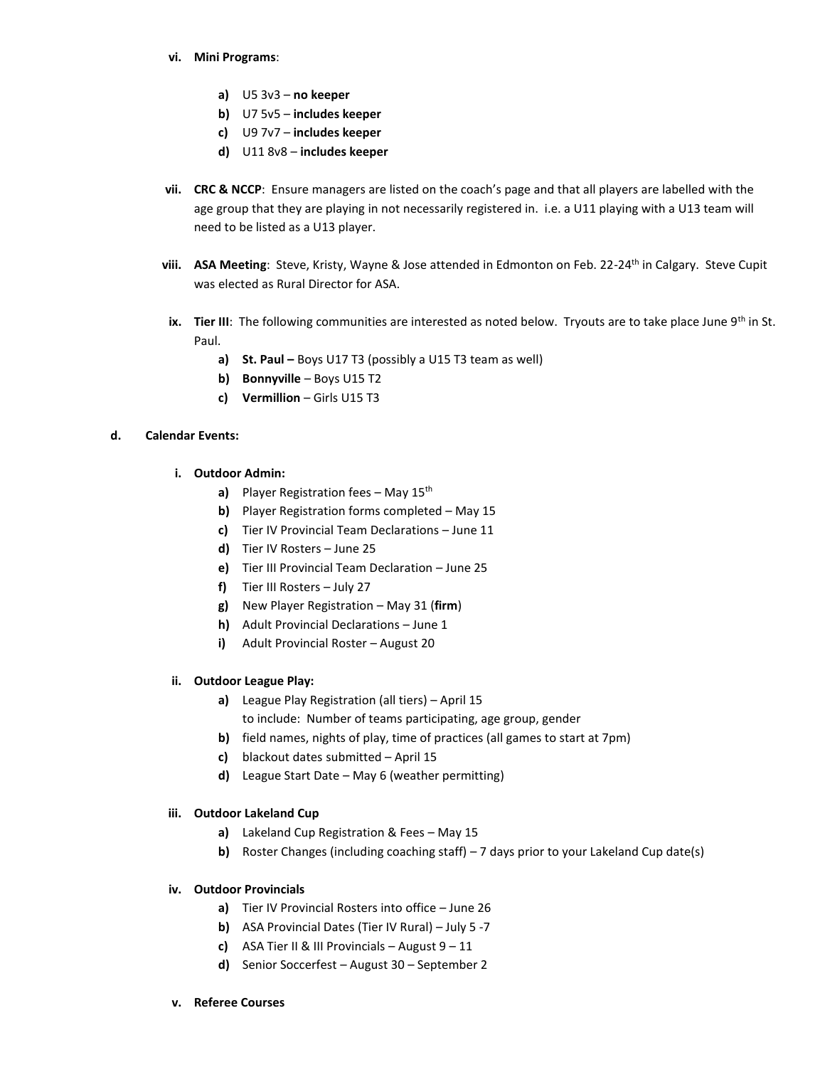vi. **Mini Programs**:

   a) U5 3v3 – **no keeper**
   b) U7 5v5 – **includes keeper**
   c) U9 7v7 – **includes keeper**
   d) U11 8v8 – **includes keeper**

vii. **CRC & NCCP**: Ensure managers are listed on the coach's page and that all players are labelled with the age group that they are playing in not necessarily registered in. i.e. a U11 playing with a U13 team will need to be listed as a U13 player.

viii. **ASA Meeting**: Steve, Kristy, Wayne & Jose attended in Edmonton on Feb. 22-24th in Calgary. Steve Cupit was elected as Rural Director for ASA.

ix. **Tier III**: The following communities are interested as noted below. Tryouts are to take place June 9th in St. Paul.

   a) **St. Paul –** Boys U17 T3 (possibly a U15 T3 team as well)
   b) **Bonnyville** – Boys U15 T2
   c) **Vermillion** – Girls U15 T3

d. **Calendar Events:**

i. **Outdoor Admin:**

   a) Player Registration fees – May 15th
   b) Player Registration forms completed – May 15
   c) Tier IV Provincial Team Declarations – June 11
   d) Tier IV Rosters – June 25
   e) Tier III Provincial Team Declaration – June 25
   f) Tier III Rosters – July 27
   g) New Player Registration – May 31 (**firm**)
   h) Adult Provincial Declarations – June 1
   i) Adult Provincial Roster – August 20

ii. **Outdoor League Play:**

   a) League Play Registration (all tiers) – April 15
      to include: Number of teams participating, age group, gender
   b) field names, nights of play, time of practices (all games to start at 7pm)
   c) blackout dates submitted – April 15
   d) League Start Date – May 6 (weather permitting)

iii. **Outdoor Lakeland Cup**

   a) Lakeland Cup Registration & Fees – May 15
   b) Roster Changes (including coaching staff) – 7 days prior to your Lakeland Cup date(s)

iv. **Outdoor Provincials**

   a) Tier IV Provincial Rosters into office – June 26
   b) ASA Provincial Dates (Tier IV Rural) – July 5 -7
   c) ASA Tier II & III Provincials – August 9 – 11
   d) Senior Soccerfest – August 30 – September 2

v. **Referee Courses**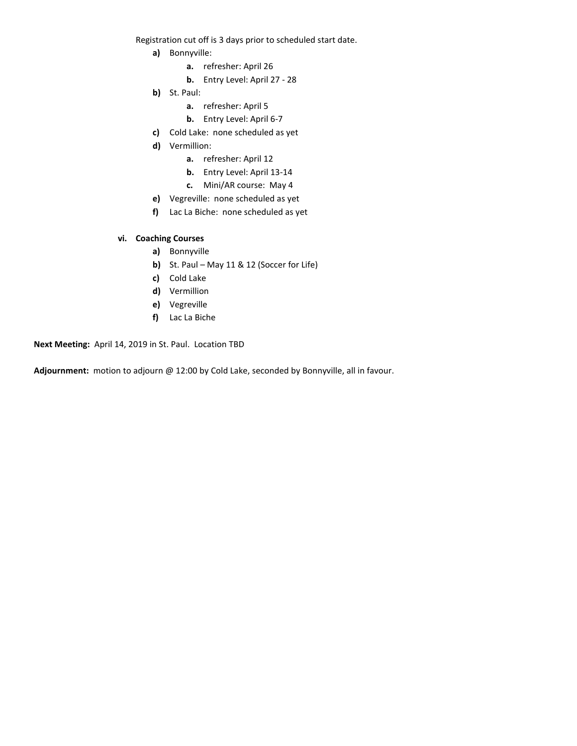Registration cut off is 3 days prior to scheduled start date.

- **a)** Bonnyville:
    - **a.** refresher: April 26
    - **b.** Entry Level: April 27 - 28
- **b)** St. Paul:
    - **a.** refresher: April 5
    - **b.** Entry Level: April 6-7
- **c)** Cold Lake: none scheduled as yet
- **d)** Vermillion:
    - **a.** refresher: April 12
    - **b.** Entry Level: April 13-14
    - **c.** Mini/AR course: May 4
- **e)** Vegreville: none scheduled as yet
- **f)** Lac La Biche: none scheduled as yet

**vi. Coaching Courses**

- **a)** Bonnyville
- **b)** St. Paul – May 11 & 12 (Soccer for Life)
- **c)** Cold Lake
- **d)** Vermillion
- **e)** Vegreville
- **f)** Lac La Biche

**Next Meeting:** April 14, 2019 in St. Paul. Location TBD

**Adjournment:** motion to adjourn @ 12:00 by Cold Lake, seconded by Bonnyville, all in favour.